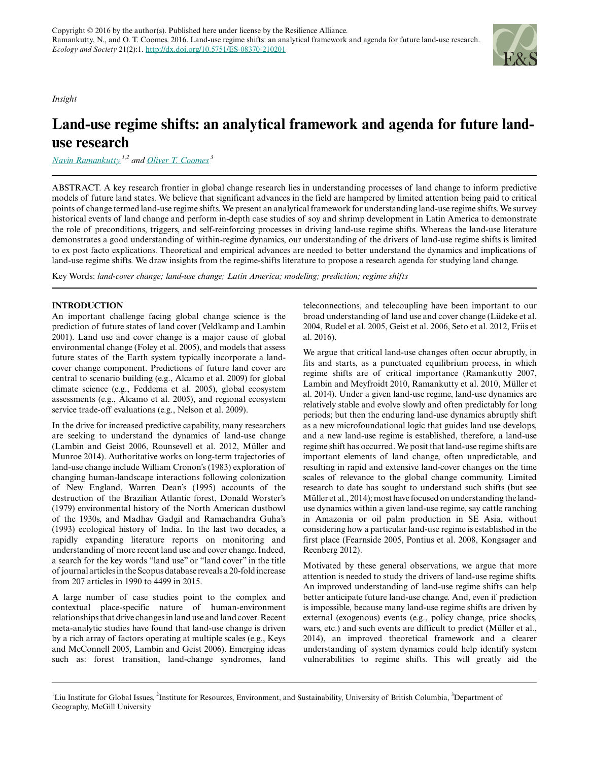Copyright © 2016 by the author(s). Published here under license by the Resilience Alliance.
Ramankutty, N., and O. T. Coomes. 2016. Land-use regime shifts: an analytical framework and agenda for future land-use research. *Ecology and Society* 21(2):1. http://dx.doi.org/10.5751/ES-08370-210201

*Insight*

# Land-use regime shifts: an analytical framework and agenda for future land-use research

*Navin Ramankutty* [1,2] and *Oliver T. Coomes* [3]

ABSTRACT. A key research frontier in global change research lies in understanding processes of land change to inform predictive models of future land states. We believe that significant advances in the field are hampered by limited attention being paid to critical points of change termed land-use regime shifts. We present an analytical framework for understanding land-use regime shifts. We survey historical events of land change and perform in-depth case studies of soy and shrimp development in Latin America to demonstrate the role of preconditions, triggers, and self-reinforcing processes in driving land-use regime shifts. Whereas the land-use literature demonstrates a good understanding of within-regime dynamics, our understanding of the drivers of land-use regime shifts is limited to ex post facto explications. Theoretical and empirical advances are needed to better understand the dynamics and implications of land-use regime shifts. We draw insights from the regime-shifts literature to propose a research agenda for studying land change.

Key Words: *land-cover change; land-use change; Latin America; modeling; prediction; regime shifts*

## INTRODUCTION

An important challenge facing global change science is the prediction of future states of land cover (Veldkamp and Lambin 2001). Land use and cover change is a major cause of global environmental change (Foley et al. 2005), and models that assess future states of the Earth system typically incorporate a land-cover change component. Predictions of future land cover are central to scenario building (e.g., Alcamo et al. 2009) for global climate science (e.g., Feddema et al. 2005), global ecosystem assessments (e.g., Alcamo et al. 2005), and regional ecosystem service trade-off evaluations (e.g., Nelson et al. 2009).

In the drive for increased predictive capability, many researchers are seeking to understand the dynamics of land-use change (Lambin and Geist 2006, Rounsevell et al. 2012, Müller and Munroe 2014). Authoritative works on long-term trajectories of land-use change include William Cronon's (1983) exploration of changing human-landscape interactions following colonization of New England, Warren Dean's (1995) accounts of the destruction of the Brazilian Atlantic forest, Donald Worster's (1979) environmental history of the North American dustbowl of the 1930s, and Madhav Gadgil and Ramachandra Guha's (1993) ecological history of India. In the last two decades, a rapidly expanding literature reports on monitoring and understanding of more recent land use and cover change. Indeed, a search for the key words "land use" or "land cover" in the title of journal articles in the Scopus database reveals a 20-fold increase from 207 articles in 1990 to 4499 in 2015.

A large number of case studies point to the complex and contextual place-specific nature of human-environment relationships that drive changes in land use and land cover. Recent meta-analytic studies have found that land-use change is driven by a rich array of factors operating at multiple scales (e.g., Keys and McConnell 2005, Lambin and Geist 2006). Emerging ideas such as: forest transition, land-change syndromes, land teleconnections, and telecoupling have been important to our broad understanding of land use and cover change (Lüdeke et al. 2004, Rudel et al. 2005, Geist et al. 2006, Seto et al. 2012, Friis et al. 2016).

We argue that critical land-use changes often occur abruptly, in fits and starts, as a punctuated equilibrium process, in which regime shifts are of critical importance (Ramankutty 2007, Lambin and Meyfroidt 2010, Ramankutty et al. 2010, Müller et al. 2014). Under a given land-use regime, land-use dynamics are relatively stable and evolve slowly and often predictably for long periods; but then the enduring land-use dynamics abruptly shift as a new microfoundational logic that guides land use develops, and a new land-use regime is established, therefore, a land-use regime shift has occurred. We posit that land-use regime shifts are important elements of land change, often unpredictable, and resulting in rapid and extensive land-cover changes on the time scales of relevance to the global change community. Limited research to date has sought to understand such shifts (but see Müller et al., 2014); most have focused on understanding the land-use dynamics within a given land-use regime, say cattle ranching in Amazonia or oil palm production in SE Asia, without considering how a particular land-use regime is established in the first place (Fearnside 2005, Pontius et al. 2008, Kongsager and Reenberg 2012).

Motivated by these general observations, we argue that more attention is needed to study the drivers of land-use regime shifts. An improved understanding of land-use regime shifts can help better anticipate future land-use change. And, even if prediction is impossible, because many land-use regime shifts are driven by external (exogenous) events (e.g., policy change, price shocks, wars, etc.) and such events are difficult to predict (Müller et al., 2014), an improved theoretical framework and a clearer understanding of system dynamics could help identify system vulnerabilities to regime shifts. This will greatly aid the

[1]Liu Institute for Global Issues, [2]Institute for Resources, Environment, and Sustainability, University of British Columbia, [3]Department of Geography, McGill University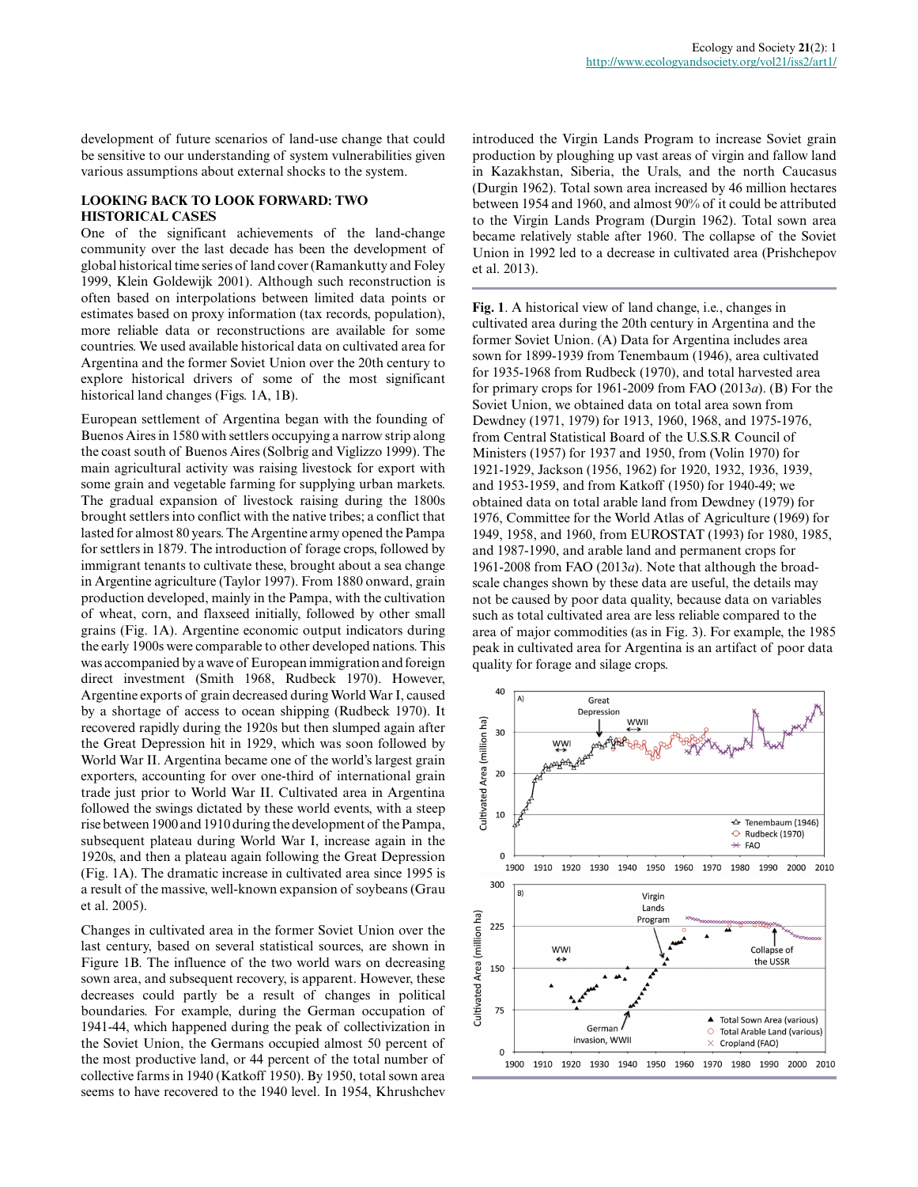development of future scenarios of land-use change that could be sensitive to our understanding of system vulnerabilities given various assumptions about external shocks to the system.

## LOOKING BACK TO LOOK FORWARD: TWO HISTORICAL CASES

One of the significant achievements of the land-change community over the last decade has been the development of global historical time series of land cover (Ramankutty and Foley 1999, Klein Goldewijk 2001). Although such reconstruction is often based on interpolations between limited data points or estimates based on proxy information (tax records, population), more reliable data or reconstructions are available for some countries. We used available historical data on cultivated area for Argentina and the former Soviet Union over the 20th century to explore historical drivers of some of the most significant historical land changes (Figs. 1A, 1B).

European settlement of Argentina began with the founding of Buenos Aires in 1580 with settlers occupying a narrow strip along the coast south of Buenos Aires (Solbrig and Viglizzo 1999). The main agricultural activity was raising livestock for export with some grain and vegetable farming for supplying urban markets. The gradual expansion of livestock raising during the 1800s brought settlers into conflict with the native tribes; a conflict that lasted for almost 80 years. The Argentine army opened the Pampa for settlers in 1879. The introduction of forage crops, followed by immigrant tenants to cultivate these, brought about a sea change in Argentine agriculture (Taylor 1997). From 1880 onward, grain production developed, mainly in the Pampa, with the cultivation of wheat, corn, and flaxseed initially, followed by other small grains (Fig. 1A). Argentine economic output indicators during the early 1900s were comparable to other developed nations. This was accompanied by a wave of European immigration and foreign direct investment (Smith 1968, Rudbeck 1970). However, Argentine exports of grain decreased during World War I, caused by a shortage of access to ocean shipping (Rudbeck 1970). It recovered rapidly during the 1920s but then slumped again after the Great Depression hit in 1929, which was soon followed by World War II. Argentina became one of the world's largest grain exporters, accounting for over one-third of international grain trade just prior to World War II. Cultivated area in Argentina followed the swings dictated by these world events, with a steep rise between 1900 and 1910 during the development of the Pampa, subsequent plateau during World War I, increase again in the 1920s, and then a plateau again following the Great Depression (Fig. 1A). The dramatic increase in cultivated area since 1995 is a result of the massive, well-known expansion of soybeans (Grau et al. 2005).

Changes in cultivated area in the former Soviet Union over the last century, based on several statistical sources, are shown in Figure 1B. The influence of the two world wars on decreasing sown area, and subsequent recovery, is apparent. However, these decreases could partly be a result of changes in political boundaries. For example, during the German occupation of 1941-44, which happened during the peak of collectivization in the Soviet Union, the Germans occupied almost 50 percent of the most productive land, or 44 percent of the total number of collective farms in 1940 (Katkoff 1950). By 1950, total sown area seems to have recovered to the 1940 level. In 1954, Khrushchev introduced the Virgin Lands Program to increase Soviet grain production by ploughing up vast areas of virgin and fallow land in Kazakhstan, Siberia, the Urals, and the north Caucasus (Durgin 1962). Total sown area increased by 46 million hectares between 1954 and 1960, and almost 90% of it could be attributed to the Virgin Lands Program (Durgin 1962). Total sown area became relatively stable after 1960. The collapse of the Soviet Union in 1992 led to a decrease in cultivated area (Prishchepov et al. 2013).

**Fig. 1**. A historical view of land change, i.e., changes in cultivated area during the 20th century in Argentina and the former Soviet Union. (A) Data for Argentina includes area sown for 1899-1939 from Tenembaum (1946), area cultivated for 1935-1968 from Rudbeck (1970), and total harvested area for primary crops for 1961-2009 from FAO (2013*a*). (B) For the Soviet Union, we obtained data on total area sown from Dewdney (1971, 1979) for 1913, 1960, 1968, and 1975-1976, from Central Statistical Board of the U.S.S.R Council of Ministers (1957) for 1937 and 1950, from (Volin 1970) for 1921-1929, Jackson (1956, 1962) for 1920, 1932, 1936, 1939, and 1953-1959, and from Katkoff (1950) for 1940-49; we obtained data on total arable land from Dewdney (1979) for 1976, Committee for the World Atlas of Agriculture (1969) for 1949, 1958, and 1960, from EUROSTAT (1993) for 1980, 1985, and 1987-1990, and arable land and permanent crops for 1961-2008 from FAO (2013*a*). Note that although the broad-scale changes shown by these data are useful, the details may not be caused by poor data quality, because data on variables such as total cultivated area are less reliable compared to the area of major commodities (as in Fig. 3). For example, the 1985 peak in cultivated area for Argentina is an artifact of poor data quality for forage and silage crops.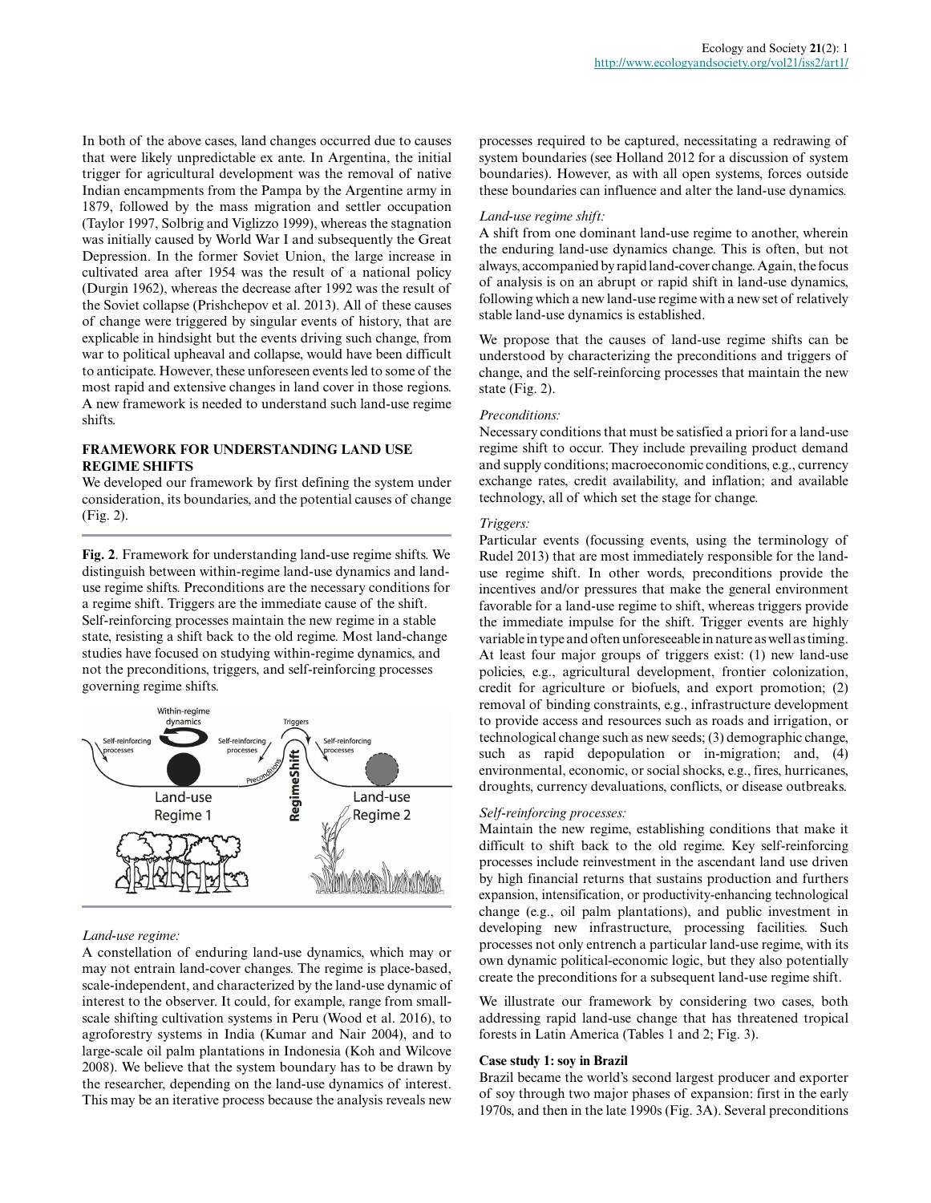In both of the above cases, land changes occurred due to causes that were likely unpredictable ex ante. In Argentina, the initial trigger for agricultural development was the removal of native Indian encampments from the Pampa by the Argentine army in 1879, followed by the mass migration and settler occupation (Taylor 1997, Solbrig and Viglizzo 1999), whereas the stagnation was initially caused by World War I and subsequently the Great Depression. In the former Soviet Union, the large increase in cultivated area after 1954 was the result of a national policy (Durgin 1962), whereas the decrease after 1992 was the result of the Soviet collapse (Prishchepov et al. 2013). All of these causes of change were triggered by singular events of history, that are explicable in hindsight but the events driving such change, from war to political upheaval and collapse, would have been difficult to anticipate. However, these unforeseen events led to some of the most rapid and extensive changes in land cover in those regions. A new framework is needed to understand such land-use regime shifts.

## FRAMEWORK FOR UNDERSTANDING LAND USE REGIME SHIFTS

We developed our framework by first defining the system under consideration, its boundaries, and the potential causes of change (Fig. 2).

**Fig. 2**. Framework for understanding land-use regime shifts. We distinguish between within-regime land-use dynamics and land-use regime shifts. Preconditions are the necessary conditions for a regime shift. Triggers are the immediate cause of the shift. Self-reinforcing processes maintain the new regime in a stable state, resisting a shift back to the old regime. Most land-change studies have focused on studying within-regime dynamics, and not the preconditions, triggers, and self-reinforcing processes governing regime shifts.

*Land-use regime:*

A constellation of enduring land-use dynamics, which may or may not entrain land-cover changes. The regime is place-based, scale-independent, and characterized by the land-use dynamic of interest to the observer. It could, for example, range from small-scale shifting cultivation systems in Peru (Wood et al. 2016), to agroforestry systems in India (Kumar and Nair 2004), and to large-scale oil palm plantations in Indonesia (Koh and Wilcove 2008). We believe that the system boundary has to be drawn by the researcher, depending on the land-use dynamics of interest. This may be an iterative process because the analysis reveals new processes required to be captured, necessitating a redrawing of system boundaries (see Holland 2012 for a discussion of system boundaries). However, as with all open systems, forces outside these boundaries can influence and alter the land-use dynamics.

*Land-use regime shift:*

A shift from one dominant land-use regime to another, wherein the enduring land-use dynamics change. This is often, but not always, accompanied by rapid land-cover change. Again, the focus of analysis is on an abrupt or rapid shift in land-use dynamics, following which a new land-use regime with a new set of relatively stable land-use dynamics is established.

We propose that the causes of land-use regime shifts can be understood by characterizing the preconditions and triggers of change, and the self-reinforcing processes that maintain the new state (Fig. 2).

*Preconditions:*

Necessary conditions that must be satisfied a priori for a land-use regime shift to occur. They include prevailing product demand and supply conditions; macroeconomic conditions, e.g., currency exchange rates, credit availability, and inflation; and available technology, all of which set the stage for change.

*Triggers:*

Particular events (focussing events, using the terminology of Rudel 2013) that are most immediately responsible for the land-use regime shift. In other words, preconditions provide the incentives and/or pressures that make the general environment favorable for a land-use regime to shift, whereas triggers provide the immediate impulse for the shift. Trigger events are highly variable in type and often unforeseeable in nature as well as timing. At least four major groups of triggers exist: (1) new land-use policies, e.g., agricultural development, frontier colonization, credit for agriculture or biofuels, and export promotion; (2) removal of binding constraints, e.g., infrastructure development to provide access and resources such as roads and irrigation, or technological change such as new seeds; (3) demographic change, such as rapid depopulation or in-migration; and, (4) environmental, economic, or social shocks, e.g., fires, hurricanes, droughts, currency devaluations, conflicts, or disease outbreaks.

*Self-reinforcing processes:*

Maintain the new regime, establishing conditions that make it difficult to shift back to the old regime. Key self-reinforcing processes include reinvestment in the ascendant land use driven by high financial returns that sustains production and furthers expansion, intensification, or productivity-enhancing technological change (e.g., oil palm plantations), and public investment in developing new infrastructure, processing facilities. Such processes not only entrench a particular land-use regime, with its own dynamic political-economic logic, but they also potentially create the preconditions for a subsequent land-use regime shift.

We illustrate our framework by considering two cases, both addressing rapid land-use change that has threatened tropical forests in Latin America (Tables 1 and 2; Fig. 3).

### Case study 1: soy in Brazil

Brazil became the world's second largest producer and exporter of soy through two major phases of expansion: first in the early 1970s, and then in the late 1990s (Fig. 3A). Several preconditions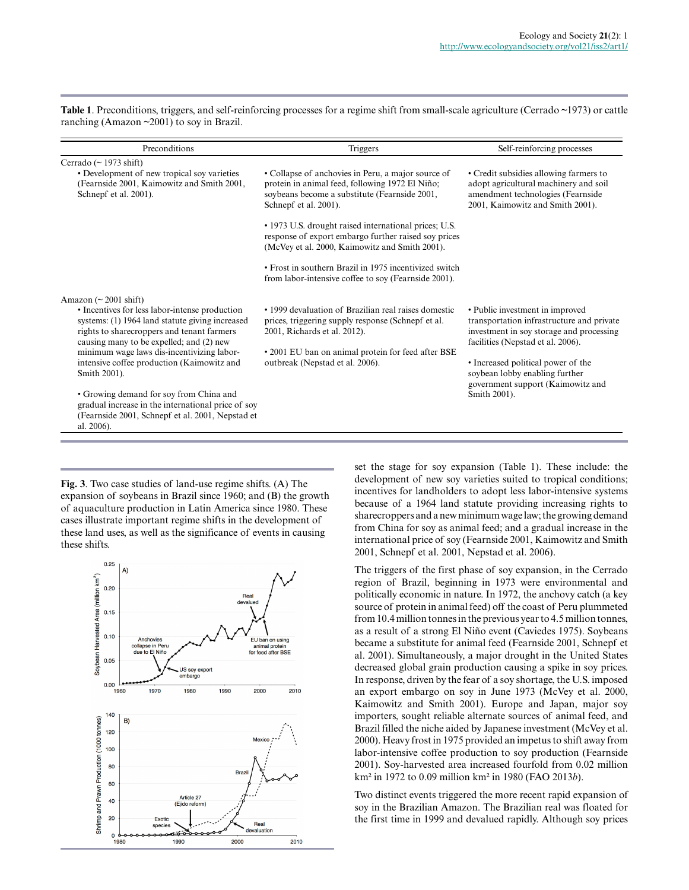**Table 1**. Preconditions, triggers, and self-reinforcing processes for a regime shift from small-scale agriculture (Cerrado ~1973) or cattle ranching (Amazon ~2001) to soy in Brazil.

| Preconditions | Triggers | Self-reinforcing processes |
|---|---|---|
| Cerrado (~ 1973 shift) | | |
| • Development of new tropical soy varieties (Fearnside 2001, Kaimowitz and Smith 2001, Schnepf et al. 2001). | • Collapse of anchovies in Peru, a major source of protein in animal feed, following 1972 El Niño; soybeans become a substitute (Fearnside 2001, Schnepf et al. 2001). | • Credit subsidies allowing farmers to adopt agricultural machinery and soil amendment technologies (Fearnside 2001, Kaimowitz and Smith 2001). |
| | • 1973 U.S. drought raised international prices; U.S. response of export embargo further raised soy prices (McVey et al. 2000, Kaimowitz and Smith 2001). | |
| | • Frost in southern Brazil in 1975 incentivized switch from labor-intensive coffee to soy (Fearnside 2001). | |
| Amazon (~ 2001 shift) | | |
| • Incentives for less labor-intense production systems: (1) 1964 land statute giving increased rights to sharecroppers and tenant farmers causing many to be expelled; and (2) new minimum wage laws dis-incentivizing labor-intensive coffee production (Kaimowitz and Smith 2001). | • 1999 devaluation of Brazilian real raises domestic prices, triggering supply response (Schnepf et al. 2001, Richards et al. 2012). | • Public investment in improved transportation infrastructure and private investment in soy storage and processing facilities (Nepstad et al. 2006). |
| • Growing demand for soy from China and gradual increase in the international price of soy (Fearnside 2001, Schnepf et al. 2001, Nepstad et al. 2006). | • 2001 EU ban on animal protein for feed after BSE outbreak (Nepstad et al. 2006). | • Increased political power of the soybean lobby enabling further government support (Kaimowitz and Smith 2001). |

**Fig. 3**. Two case studies of land-use regime shifts. (A) The expansion of soybeans in Brazil since 1960; and (B) the growth of aquaculture production in Latin America since 1980. These cases illustrate important regime shifts in the development of these land uses, as well as the significance of events in causing these shifts.

set the stage for soy expansion (Table 1). These include: the development of new soy varieties suited to tropical conditions; incentives for landholders to adopt less labor-intensive systems because of a 1964 land statute providing increasing rights to sharecroppers and a new minimum wage law; the growing demand from China for soy as animal feed; and a gradual increase in the international price of soy (Fearnside 2001, Kaimowitz and Smith 2001, Schnepf et al. 2001, Nepstad et al. 2006).

The triggers of the first phase of soy expansion, in the Cerrado region of Brazil, beginning in 1973 were environmental and politically economic in nature. In 1972, the anchovy catch (a key source of protein in animal feed) off the coast of Peru plummeted from 10.4 million tonnes in the previous year to 4.5 million tonnes, as a result of a strong El Niño event (Caviedes 1975). Soybeans became a substitute for animal feed (Fearnside 2001, Schnepf et al. 2001). Simultaneously, a major drought in the United States decreased global grain production causing a spike in soy prices. In response, driven by the fear of a soy shortage, the U.S. imposed an export embargo on soy in June 1973 (McVey et al. 2000, Kaimowitz and Smith 2001). Europe and Japan, major soy importers, sought reliable alternate sources of animal feed, and Brazil filled the niche aided by Japanese investment (McVey et al. 2000). Heavy frost in 1975 provided an impetus to shift away from labor-intensive coffee production to soy production (Fearnside 2001). Soy-harvested area increased fourfold from 0.02 million km² in 1972 to 0.09 million km² in 1980 (FAO 2013*b*).

Two distinct events triggered the more recent rapid expansion of soy in the Brazilian Amazon. The Brazilian real was floated for the first time in 1999 and devalued rapidly. Although soy prices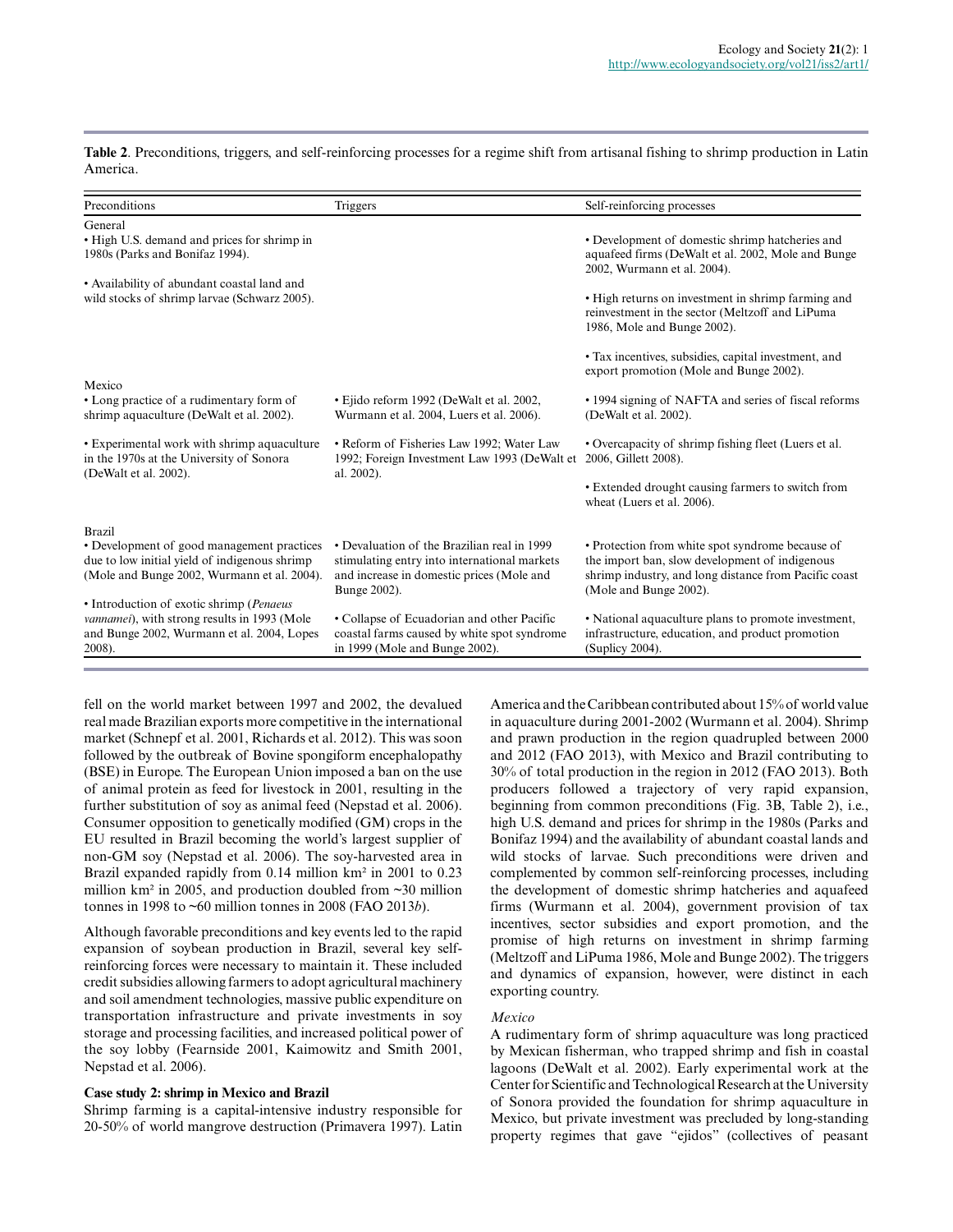**Table 2**. Preconditions, triggers, and self-reinforcing processes for a regime shift from artisanal fishing to shrimp production in Latin America.

| Preconditions | Triggers | Self-reinforcing processes |
|---|---|---|
| General | | |
| • High U.S. demand and prices for shrimp in 1980s (Parks and Bonifaz 1994). | | • Development of domestic shrimp hatcheries and aquafeed firms (DeWalt et al. 2002, Mole and Bunge 2002, Wurmann et al. 2004). |
| • Availability of abundant coastal land and wild stocks of shrimp larvae (Schwarz 2005). | | • High returns on investment in shrimp farming and reinvestment in the sector (Meltzoff and LiPuma 1986, Mole and Bunge 2002). |
| | | • Tax incentives, subsidies, capital investment, and export promotion (Mole and Bunge 2002). |
| Mexico | | |
| • Long practice of a rudimentary form of shrimp aquaculture (DeWalt et al. 2002). | • Ejido reform 1992 (DeWalt et al. 2002, Wurmann et al. 2004, Luers et al. 2006). | • 1994 signing of NAFTA and series of fiscal reforms (DeWalt et al. 2002). |
| • Experimental work with shrimp aquaculture in the 1970s at the University of Sonora (DeWalt et al. 2002). | • Reform of Fisheries Law 1992; Water Law 1992; Foreign Investment Law 1993 (DeWalt et al. 2002). | • Overcapacity of shrimp fishing fleet (Luers et al. 2006, Gillett 2008). |
| | | • Extended drought causing farmers to switch from wheat (Luers et al. 2006). |
| Brazil | | |
| • Development of good management practices due to low initial yield of indigenous shrimp (Mole and Bunge 2002, Wurmann et al. 2004). | • Devaluation of the Brazilian real in 1999 stimulating entry into international markets and increase in domestic prices (Mole and Bunge 2002). | • Protection from white spot syndrome because of the import ban, slow development of indigenous shrimp industry, and long distance from Pacific coast (Mole and Bunge 2002). |
| • Introduction of exotic shrimp (*Penaeus vannamei*), with strong results in 1993 (Mole and Bunge 2002, Wurmann et al. 2004, Lopes 2008). | • Collapse of Ecuadorian and other Pacific coastal farms caused by white spot syndrome in 1999 (Mole and Bunge 2002). | • National aquaculture plans to promote investment, infrastructure, education, and product promotion (Suplicy 2004). |

fell on the world market between 1997 and 2002, the devalued real made Brazilian exports more competitive in the international market (Schnepf et al. 2001, Richards et al. 2012). This was soon followed by the outbreak of Bovine spongiform encephalopathy (BSE) in Europe. The European Union imposed a ban on the use of animal protein as feed for livestock in 2001, resulting in the further substitution of soy as animal feed (Nepstad et al. 2006). Consumer opposition to genetically modified (GM) crops in the EU resulted in Brazil becoming the world's largest supplier of non-GM soy (Nepstad et al. 2006). The soy-harvested area in Brazil expanded rapidly from 0.14 million km² in 2001 to 0.23 million km² in 2005, and production doubled from ~30 million tonnes in 1998 to ~60 million tonnes in 2008 (FAO 2013*b*).

Although favorable preconditions and key events led to the rapid expansion of soybean production in Brazil, several key self-reinforcing forces were necessary to maintain it. These included credit subsidies allowing farmers to adopt agricultural machinery and soil amendment technologies, massive public expenditure on transportation infrastructure and private investments in soy storage and processing facilities, and increased political power of the soy lobby (Fearnside 2001, Kaimowitz and Smith 2001, Nepstad et al. 2006).

### Case study 2: shrimp in Mexico and Brazil

Shrimp farming is a capital-intensive industry responsible for 20-50% of world mangrove destruction (Primavera 1997). Latin America and the Caribbean contributed about 15% of world value in aquaculture during 2001-2002 (Wurmann et al. 2004). Shrimp and prawn production in the region quadrupled between 2000 and 2012 (FAO 2013), with Mexico and Brazil contributing to 30% of total production in the region in 2012 (FAO 2013). Both producers followed a trajectory of very rapid expansion, beginning from common preconditions (Fig. 3B, Table 2), i.e., high U.S. demand and prices for shrimp in the 1980s (Parks and Bonifaz 1994) and the availability of abundant coastal lands and wild stocks of larvae. Such preconditions were driven and complemented by common self-reinforcing processes, including the development of domestic shrimp hatcheries and aquafeed firms (Wurmann et al. 2004), government provision of tax incentives, sector subsidies and export promotion, and the promise of high returns on investment in shrimp farming (Meltzoff and LiPuma 1986, Mole and Bunge 2002). The triggers and dynamics of expansion, however, were distinct in each exporting country.

#### *Mexico*

A rudimentary form of shrimp aquaculture was long practiced by Mexican fisherman, who trapped shrimp and fish in coastal lagoons (DeWalt et al. 2002). Early experimental work at the Center for Scientific and Technological Research at the University of Sonora provided the foundation for shrimp aquaculture in Mexico, but private investment was precluded by long-standing property regimes that gave "ejidos" (collectives of peasant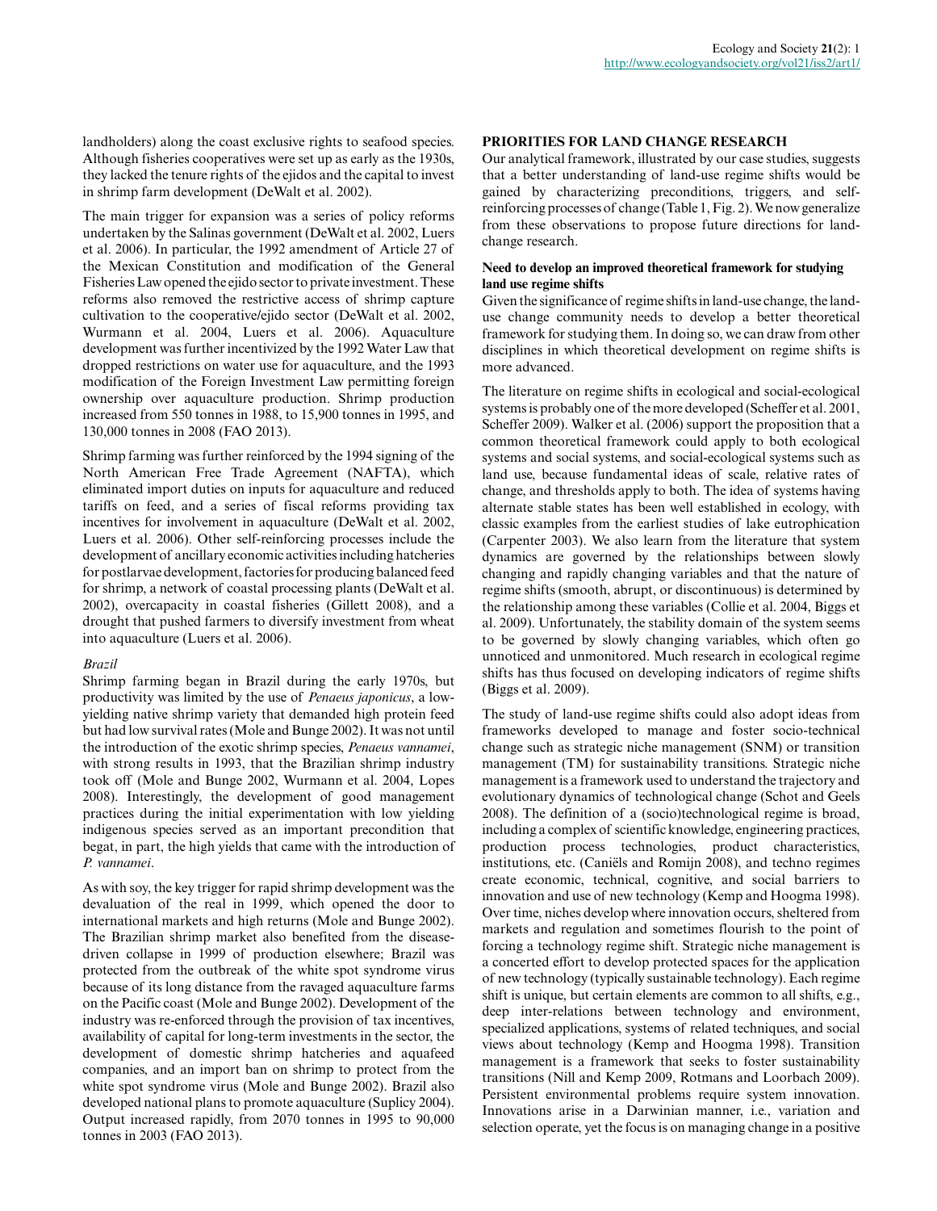landholders) along the coast exclusive rights to seafood species. Although fisheries cooperatives were set up as early as the 1930s, they lacked the tenure rights of the ejidos and the capital to invest in shrimp farm development (DeWalt et al. 2002).

The main trigger for expansion was a series of policy reforms undertaken by the Salinas government (DeWalt et al. 2002, Luers et al. 2006). In particular, the 1992 amendment of Article 27 of the Mexican Constitution and modification of the General Fisheries Law opened the ejido sector to private investment. These reforms also removed the restrictive access of shrimp capture cultivation to the cooperative/ejido sector (DeWalt et al. 2002, Wurmann et al. 2004, Luers et al. 2006). Aquaculture development was further incentivized by the 1992 Water Law that dropped restrictions on water use for aquaculture, and the 1993 modification of the Foreign Investment Law permitting foreign ownership over aquaculture production. Shrimp production increased from 550 tonnes in 1988, to 15,900 tonnes in 1995, and 130,000 tonnes in 2008 (FAO 2013).

Shrimp farming was further reinforced by the 1994 signing of the North American Free Trade Agreement (NAFTA), which eliminated import duties on inputs for aquaculture and reduced tariffs on feed, and a series of fiscal reforms providing tax incentives for involvement in aquaculture (DeWalt et al. 2002, Luers et al. 2006). Other self-reinforcing processes include the development of ancillary economic activities including hatcheries for postlarvae development, factories for producing balanced feed for shrimp, a network of coastal processing plants (DeWalt et al. 2002), overcapacity in coastal fisheries (Gillett 2008), and a drought that pushed farmers to diversify investment from wheat into aquaculture (Luers et al. 2006).

*Brazil*

Shrimp farming began in Brazil during the early 1970s, but productivity was limited by the use of *Penaeus japonicus*, a low-yielding native shrimp variety that demanded high protein feed but had low survival rates (Mole and Bunge 2002). It was not until the introduction of the exotic shrimp species, *Penaeus vannamei*, with strong results in 1993, that the Brazilian shrimp industry took off (Mole and Bunge 2002, Wurmann et al. 2004, Lopes 2008). Interestingly, the development of good management practices during the initial experimentation with low yielding indigenous species served as an important precondition that begat, in part, the high yields that came with the introduction of *P. vannamei*.

As with soy, the key trigger for rapid shrimp development was the devaluation of the real in 1999, which opened the door to international markets and high returns (Mole and Bunge 2002). The Brazilian shrimp market also benefited from the disease-driven collapse in 1999 of production elsewhere; Brazil was protected from the outbreak of the white spot syndrome virus because of its long distance from the ravaged aquaculture farms on the Pacific coast (Mole and Bunge 2002). Development of the industry was re-enforced through the provision of tax incentives, availability of capital for long-term investments in the sector, the development of domestic shrimp hatcheries and aquafeed companies, and an import ban on shrimp to protect from the white spot syndrome virus (Mole and Bunge 2002). Brazil also developed national plans to promote aquaculture (Suplicy 2004). Output increased rapidly, from 2070 tonnes in 1995 to 90,000 tonnes in 2003 (FAO 2013).

## PRIORITIES FOR LAND CHANGE RESEARCH

Our analytical framework, illustrated by our case studies, suggests that a better understanding of land-use regime shifts would be gained by characterizing preconditions, triggers, and self-reinforcing processes of change (Table 1, Fig. 2). We now generalize from these observations to propose future directions for land-change research.

### Need to develop an improved theoretical framework for studying land use regime shifts

Given the significance of regime shifts in land-use change, the land-use change community needs to develop a better theoretical framework for studying them. In doing so, we can draw from other disciplines in which theoretical development on regime shifts is more advanced.

The literature on regime shifts in ecological and social-ecological systems is probably one of the more developed (Scheffer et al. 2001, Scheffer 2009). Walker et al. (2006) support the proposition that a common theoretical framework could apply to both ecological systems and social systems, and social-ecological systems such as land use, because fundamental ideas of scale, relative rates of change, and thresholds apply to both. The idea of systems having alternate stable states has been well established in ecology, with classic examples from the earliest studies of lake eutrophication (Carpenter 2003). We also learn from the literature that system dynamics are governed by the relationships between slowly changing and rapidly changing variables and that the nature of regime shifts (smooth, abrupt, or discontinuous) is determined by the relationship among these variables (Collie et al. 2004, Biggs et al. 2009). Unfortunately, the stability domain of the system seems to be governed by slowly changing variables, which often go unnoticed and unmonitored. Much research in ecological regime shifts has thus focused on developing indicators of regime shifts (Biggs et al. 2009).

The study of land-use regime shifts could also adopt ideas from frameworks developed to manage and foster socio-technical change such as strategic niche management (SNM) or transition management (TM) for sustainability transitions. Strategic niche management is a framework used to understand the trajectory and evolutionary dynamics of technological change (Schot and Geels 2008). The definition of a (socio)technological regime is broad, including a complex of scientific knowledge, engineering practices, production process technologies, product characteristics, institutions, etc. (Caniëls and Romijn 2008), and techno regimes create economic, technical, cognitive, and social barriers to innovation and use of new technology (Kemp and Hoogma 1998). Over time, niches develop where innovation occurs, sheltered from markets and regulation and sometimes flourish to the point of forcing a technology regime shift. Strategic niche management is a concerted effort to develop protected spaces for the application of new technology (typically sustainable technology). Each regime shift is unique, but certain elements are common to all shifts, e.g., deep inter-relations between technology and environment, specialized applications, systems of related techniques, and social views about technology (Kemp and Hoogma 1998). Transition management is a framework that seeks to foster sustainability transitions (Nill and Kemp 2009, Rotmans and Loorbach 2009). Persistent environmental problems require system innovation. Innovations arise in a Darwinian manner, i.e., variation and selection operate, yet the focus is on managing change in a positive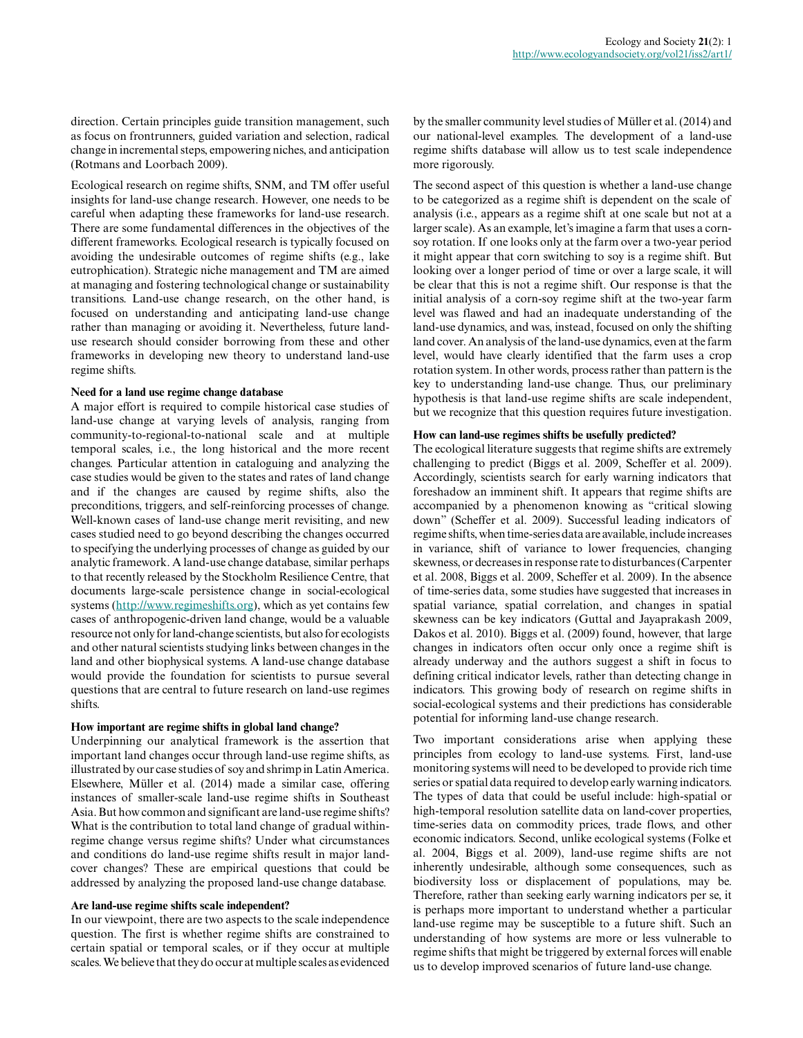direction. Certain principles guide transition management, such as focus on frontrunners, guided variation and selection, radical change in incremental steps, empowering niches, and anticipation (Rotmans and Loorbach 2009).

Ecological research on regime shifts, SNM, and TM offer useful insights for land-use change research. However, one needs to be careful when adapting these frameworks for land-use research. There are some fundamental differences in the objectives of the different frameworks. Ecological research is typically focused on avoiding the undesirable outcomes of regime shifts (e.g., lake eutrophication). Strategic niche management and TM are aimed at managing and fostering technological change or sustainability transitions. Land-use change research, on the other hand, is focused on understanding and anticipating land-use change rather than managing or avoiding it. Nevertheless, future land-use research should consider borrowing from these and other frameworks in developing new theory to understand land-use regime shifts.

**Need for a land use regime change database**

A major effort is required to compile historical case studies of land-use change at varying levels of analysis, ranging from community-to-regional-to-national scale and at multiple temporal scales, i.e., the long historical and the more recent changes. Particular attention in cataloguing and analyzing the case studies would be given to the states and rates of land change and if the changes are caused by regime shifts, also the preconditions, triggers, and self-reinforcing processes of change. Well-known cases of land-use change merit revisiting, and new cases studied need to go beyond describing the changes occurred to specifying the underlying processes of change as guided by our analytic framework. A land-use change database, similar perhaps to that recently released by the Stockholm Resilience Centre, that documents large-scale persistence change in social-ecological systems (http://www.regimeshifts.org), which as yet contains few cases of anthropogenic-driven land change, would be a valuable resource not only for land-change scientists, but also for ecologists and other natural scientists studying links between changes in the land and other biophysical systems. A land-use change database would provide the foundation for scientists to pursue several questions that are central to future research on land-use regimes shifts.

**How important are regime shifts in global land change?**

Underpinning our analytical framework is the assertion that important land changes occur through land-use regime shifts, as illustrated by our case studies of soy and shrimp in Latin America. Elsewhere, Müller et al. (2014) made a similar case, offering instances of smaller-scale land-use regime shifts in Southeast Asia. But how common and significant are land-use regime shifts? What is the contribution to total land change of gradual within-regime change versus regime shifts? Under what circumstances and conditions do land-use regime shifts result in major land-cover changes? These are empirical questions that could be addressed by analyzing the proposed land-use change database.

**Are land-use regime shifts scale independent?**

In our viewpoint, there are two aspects to the scale independence question. The first is whether regime shifts are constrained to certain spatial or temporal scales, or if they occur at multiple scales. We believe that they do occur at multiple scales as evidenced by the smaller community level studies of Müller et al. (2014) and our national-level examples. The development of a land-use regime shifts database will allow us to test scale independence more rigorously.

The second aspect of this question is whether a land-use change to be categorized as a regime shift is dependent on the scale of analysis (i.e., appears as a regime shift at one scale but not at a larger scale). As an example, let's imagine a farm that uses a corn-soy rotation. If one looks only at the farm over a two-year period it might appear that corn switching to soy is a regime shift. But looking over a longer period of time or over a large scale, it will be clear that this is not a regime shift. Our response is that the initial analysis of a corn-soy regime shift at the two-year farm level was flawed and had an inadequate understanding of the land-use dynamics, and was, instead, focused on only the shifting land cover. An analysis of the land-use dynamics, even at the farm level, would have clearly identified that the farm uses a crop rotation system. In other words, process rather than pattern is the key to understanding land-use change. Thus, our preliminary hypothesis is that land-use regime shifts are scale independent, but we recognize that this question requires future investigation.

**How can land-use regimes shifts be usefully predicted?**

The ecological literature suggests that regime shifts are extremely challenging to predict (Biggs et al. 2009, Scheffer et al. 2009). Accordingly, scientists search for early warning indicators that foreshadow an imminent shift. It appears that regime shifts are accompanied by a phenomenon knowing as "critical slowing down" (Scheffer et al. 2009). Successful leading indicators of regime shifts, when time-series data are available, include increases in variance, shift of variance to lower frequencies, changing skewness, or decreases in response rate to disturbances (Carpenter et al. 2008, Biggs et al. 2009, Scheffer et al. 2009). In the absence of time-series data, some studies have suggested that increases in spatial variance, spatial correlation, and changes in spatial skewness can be key indicators (Guttal and Jayaprakash 2009, Dakos et al. 2010). Biggs et al. (2009) found, however, that large changes in indicators often occur only once a regime shift is already underway and the authors suggest a shift in focus to defining critical indicator levels, rather than detecting change in indicators. This growing body of research on regime shifts in social-ecological systems and their predictions has considerable potential for informing land-use change research.

Two important considerations arise when applying these principles from ecology to land-use systems. First, land-use monitoring systems will need to be developed to provide rich time series or spatial data required to develop early warning indicators. The types of data that could be useful include: high-spatial or high-temporal resolution satellite data on land-cover properties, time-series data on commodity prices, trade flows, and other economic indicators. Second, unlike ecological systems (Folke et al. 2004, Biggs et al. 2009), land-use regime shifts are not inherently undesirable, although some consequences, such as biodiversity loss or displacement of populations, may be. Therefore, rather than seeking early warning indicators per se, it is perhaps more important to understand whether a particular land-use regime may be susceptible to a future shift. Such an understanding of how systems are more or less vulnerable to regime shifts that might be triggered by external forces will enable us to develop improved scenarios of future land-use change.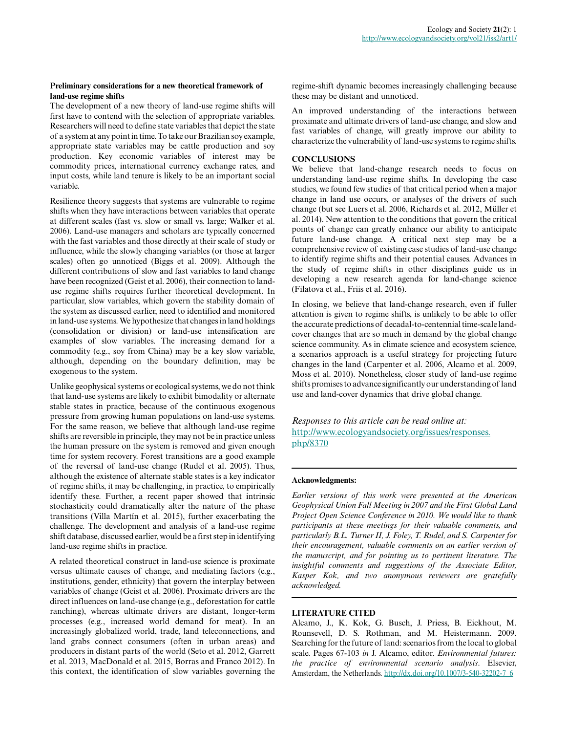**Preliminary considerations for a new theoretical framework of land-use regime shifts**

The development of a new theory of land-use regime shifts will first have to contend with the selection of appropriate variables. Researchers will need to define state variables that depict the state of a system at any point in time. To take our Brazilian soy example, appropriate state variables may be cattle production and soy production. Key economic variables of interest may be commodity prices, international currency exchange rates, and input costs, while land tenure is likely to be an important social variable.

Resilience theory suggests that systems are vulnerable to regime shifts when they have interactions between variables that operate at different scales (fast vs. slow or small vs. large; Walker et al. 2006). Land-use managers and scholars are typically concerned with the fast variables and those directly at their scale of study or influence, while the slowly changing variables (or those at larger scales) often go unnoticed (Biggs et al. 2009). Although the different contributions of slow and fast variables to land change have been recognized (Geist et al. 2006), their connection to land-use regime shifts requires further theoretical development. In particular, slow variables, which govern the stability domain of the system as discussed earlier, need to identified and monitored in land-use systems. We hypothesize that changes in land holdings (consolidation or division) or land-use intensification are examples of slow variables. The increasing demand for a commodity (e.g., soy from China) may be a key slow variable, although, depending on the boundary definition, may be exogenous to the system.

Unlike geophysical systems or ecological systems, we do not think that land-use systems are likely to exhibit bimodality or alternate stable states in practice, because of the continuous exogenous pressure from growing human populations on land-use systems. For the same reason, we believe that although land-use regime shifts are reversible in principle, they may not be in practice unless the human pressure on the system is removed and given enough time for system recovery. Forest transitions are a good example of the reversal of land-use change (Rudel et al. 2005). Thus, although the existence of alternate stable states is a key indicator of regime shifts, it may be challenging, in practice, to empirically identify these. Further, a recent paper showed that intrinsic stochasticity could dramatically alter the nature of the phase transitions (Villa Martín et al. 2015), further exacerbating the challenge. The development and analysis of a land-use regime shift database, discussed earlier, would be a first step in identifying land-use regime shifts in practice.

A related theoretical construct in land-use science is proximate versus ultimate causes of change, and mediating factors (e.g., institutions, gender, ethnicity) that govern the interplay between variables of change (Geist et al. 2006). Proximate drivers are the direct influences on land-use change (e.g., deforestation for cattle ranching), whereas ultimate drivers are distant, longer-term processes (e.g., increased world demand for meat). In an increasingly globalized world, trade, land teleconnections, and land grabs connect consumers (often in urban areas) and producers in distant parts of the world (Seto et al. 2012, Garrett et al. 2013, MacDonald et al. 2015, Borras and Franco 2012). In this context, the identification of slow variables governing the regime-shift dynamic becomes increasingly challenging because these may be distant and unnoticed.

An improved understanding of the interactions between proximate and ultimate drivers of land-use change, and slow and fast variables of change, will greatly improve our ability to characterize the vulnerability of land-use systems to regime shifts.

## CONCLUSIONS

We believe that land-change research needs to focus on understanding land-use regime shifts. In developing the case studies, we found few studies of that critical period when a major change in land use occurs, or analyses of the drivers of such change (but see Luers et al. 2006, Richards et al. 2012, Müller et al. 2014). New attention to the conditions that govern the critical points of change can greatly enhance our ability to anticipate future land-use change. A critical next step may be a comprehensive review of existing case studies of land-use change to identify regime shifts and their potential causes. Advances in the study of regime shifts in other disciplines guide us in developing a new research agenda for land-change science (Filatova et al., Friis et al. 2016).

In closing, we believe that land-change research, even if fuller attention is given to regime shifts, is unlikely to be able to offer the accurate predictions of decadal-to-centennial time-scale land-cover changes that are so much in demand by the global change science community. As in climate science and ecosystem science, a scenarios approach is a useful strategy for projecting future changes in the land (Carpenter et al. 2006, Alcamo et al. 2009, Moss et al. 2010). Nonetheless, closer study of land-use regime shifts promises to advance significantly our understanding of land use and land-cover dynamics that drive global change.

*Responses to this article can be read online at:*
http://www.ecologyandsociety.org/issues/responses.php/8370

**Acknowledgments:**

*Earlier versions of this work were presented at the American Geophysical Union Fall Meeting in 2007 and the First Global Land Project Open Science Conference in 2010. We would like to thank participants at these meetings for their valuable comments, and particularly B.L. Turner II, J. Foley, T. Rudel, and S. Carpenter for their encouragement, valuable comments on an earlier version of the manuscript, and for pointing us to pertinent literature. The insightful comments and suggestions of the Associate Editor, Kasper Kok, and two anonymous reviewers are gratefully acknowledged.*

## LITERATURE CITED

Alcamo, J., K. Kok, G. Busch, J. Priess, B. Eickhout, M. Rounsevell, D. S. Rothman, and M. Heistermann. 2009. Searching for the future of land: scenarios from the local to global scale. Pages 67-103 *in* J. Alcamo, editor. *Environmental futures: the practice of environmental scenario analysis*. Elsevier, Amsterdam, the Netherlands. http://dx.doi.org/10.1007/3-540-32202-7_6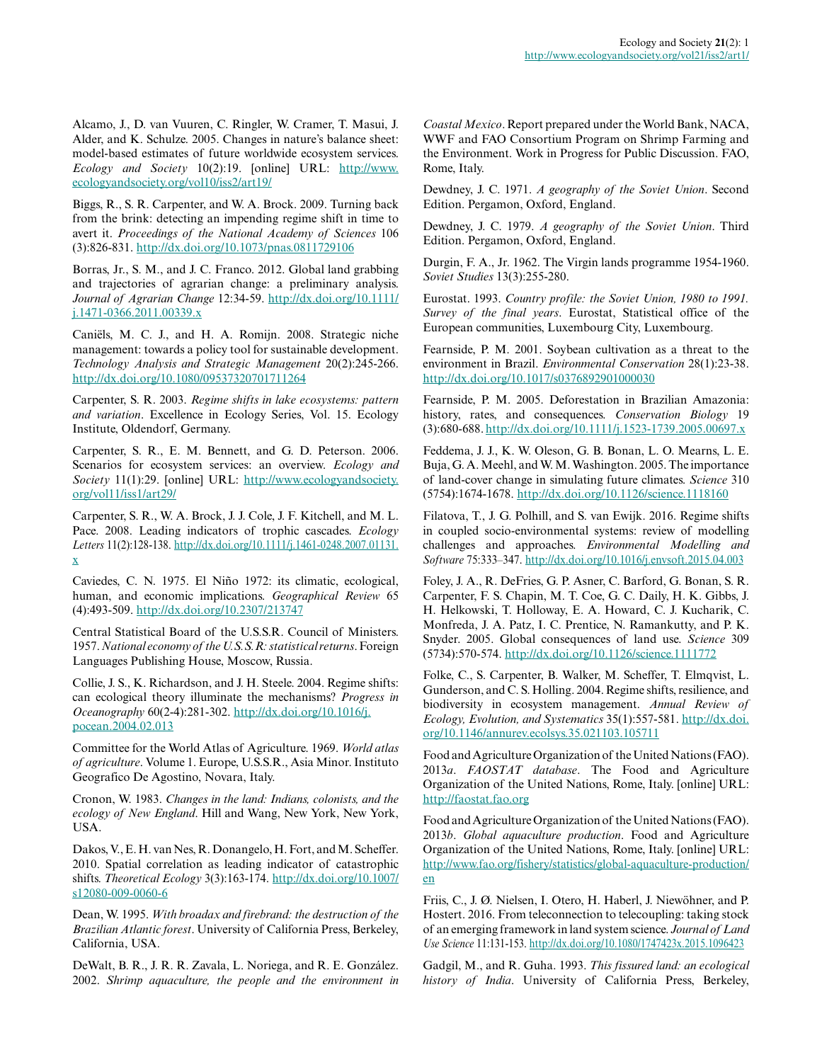Alcamo, J., D. van Vuuren, C. Ringler, W. Cramer, T. Masui, J. Alder, and K. Schulze. 2005. Changes in nature's balance sheet: model-based estimates of future worldwide ecosystem services. *Ecology and Society* 10(2):19. [online] URL: http://www.ecologyandsociety.org/vol10/iss2/art19/

Biggs, R., S. R. Carpenter, and W. A. Brock. 2009. Turning back from the brink: detecting an impending regime shift in time to avert it. *Proceedings of the National Academy of Sciences* 106 (3):826-831. http://dx.doi.org/10.1073/pnas.0811729106

Borras, Jr., S. M., and J. C. Franco. 2012. Global land grabbing and trajectories of agrarian change: a preliminary analysis. *Journal of Agrarian Change* 12:34-59. http://dx.doi.org/10.1111/j.1471-0366.2011.00339.x

Caniëls, M. C. J., and H. A. Romijn. 2008. Strategic niche management: towards a policy tool for sustainable development. *Technology Analysis and Strategic Management* 20(2):245-266. http://dx.doi.org/10.1080/09537320701711264

Carpenter, S. R. 2003. *Regime shifts in lake ecosystems: pattern and variation*. Excellence in Ecology Series, Vol. 15. Ecology Institute, Oldendorf, Germany.

Carpenter, S. R., E. M. Bennett, and G. D. Peterson. 2006. Scenarios for ecosystem services: an overview. *Ecology and Society* 11(1):29. [online] URL: http://www.ecologyandsociety.org/vol11/iss1/art29/

Carpenter, S. R., W. A. Brock, J. J. Cole, J. F. Kitchell, and M. L. Pace. 2008. Leading indicators of trophic cascades. *Ecology Letters* 11(2):128-138. http://dx.doi.org/10.1111/j.1461-0248.2007.01131.x

Caviedes, C. N. 1975. El Niño 1972: its climatic, ecological, human, and economic implications. *Geographical Review* 65 (4):493-509. http://dx.doi.org/10.2307/213747

Central Statistical Board of the U.S.S.R. Council of Ministers. 1957. *National economy of the U.S.S.R: statistical returns*. Foreign Languages Publishing House, Moscow, Russia.

Collie, J. S., K. Richardson, and J. H. Steele. 2004. Regime shifts: can ecological theory illuminate the mechanisms? *Progress in Oceanography* 60(2-4):281-302. http://dx.doi.org/10.1016/j.pocean.2004.02.013

Committee for the World Atlas of Agriculture. 1969. *World atlas of agriculture*. Volume 1. Europe, U.S.S.R., Asia Minor. Instituto Geografico De Agostino, Novara, Italy.

Cronon, W. 1983. *Changes in the land: Indians, colonists, and the ecology of New England*. Hill and Wang, New York, New York, USA.

Dakos, V., E. H. van Nes, R. Donangelo, H. Fort, and M. Scheffer. 2010. Spatial correlation as leading indicator of catastrophic shifts. *Theoretical Ecology* 3(3):163-174. http://dx.doi.org/10.1007/s12080-009-0060-6

Dean, W. 1995. *With broadax and firebrand: the destruction of the Brazilian Atlantic forest*. University of California Press, Berkeley, California, USA.

DeWalt, B. R., J. R. R. Zavala, L. Noriega, and R. E. González. 2002. *Shrimp aquaculture, the people and the environment in Coastal Mexico*. Report prepared under the World Bank, NACA, WWF and FAO Consortium Program on Shrimp Farming and the Environment. Work in Progress for Public Discussion. FAO, Rome, Italy.

Dewdney, J. C. 1971. *A geography of the Soviet Union*. Second Edition. Pergamon, Oxford, England.

Dewdney, J. C. 1979. *A geography of the Soviet Union*. Third Edition. Pergamon, Oxford, England.

Durgin, F. A., Jr. 1962. The Virgin lands programme 1954-1960. *Soviet Studies* 13(3):255-280.

Eurostat. 1993. *Country profile: the Soviet Union, 1980 to 1991. Survey of the final years*. Eurostat, Statistical office of the European communities, Luxembourg City, Luxembourg.

Fearnside, P. M. 2001. Soybean cultivation as a threat to the environment in Brazil. *Environmental Conservation* 28(1):23-38. http://dx.doi.org/10.1017/s0376892901000030

Fearnside, P. M. 2005. Deforestation in Brazilian Amazonia: history, rates, and consequences. *Conservation Biology* 19 (3):680-688. http://dx.doi.org/10.1111/j.1523-1739.2005.00697.x

Feddema, J. J., K. W. Oleson, G. B. Bonan, L. O. Mearns, L. E. Buja, G. A. Meehl, and W. M. Washington. 2005. The importance of land-cover change in simulating future climates. *Science* 310 (5754):1674-1678. http://dx.doi.org/10.1126/science.1118160

Filatova, T., J. G. Polhill, and S. van Ewijk. 2016. Regime shifts in coupled socio-environmental systems: review of modelling challenges and approaches. *Environmental Modelling and Software* 75:333–347. http://dx.doi.org/10.1016/j.envsoft.2015.04.003

Foley, J. A., R. DeFries, G. P. Asner, C. Barford, G. Bonan, S. R. Carpenter, F. S. Chapin, M. T. Coe, G. C. Daily, H. K. Gibbs, J. H. Helkowski, T. Holloway, E. A. Howard, C. J. Kucharik, C. Monfreda, J. A. Patz, I. C. Prentice, N. Ramankutty, and P. K. Snyder. 2005. Global consequences of land use. *Science* 309 (5734):570-574. http://dx.doi.org/10.1126/science.1111772

Folke, C., S. Carpenter, B. Walker, M. Scheffer, T. Elmqvist, L. Gunderson, and C. S. Holling. 2004. Regime shifts, resilience, and biodiversity in ecosystem management. *Annual Review of Ecology, Evolution, and Systematics* 35(1):557-581. http://dx.doi.org/10.1146/annurev.ecolsys.35.021103.105711

Food and Agriculture Organization of the United Nations (FAO). 2013*a*. *FAOSTAT database*. The Food and Agriculture Organization of the United Nations, Rome, Italy. [online] URL: http://faostat.fao.org

Food and Agriculture Organization of the United Nations (FAO). 2013*b*. *Global aquaculture production*. Food and Agriculture Organization of the United Nations, Rome, Italy. [online] URL: http://www.fao.org/fishery/statistics/global-aquaculture-production/en

Friis, C., J. Ø. Nielsen, I. Otero, H. Haberl, J. Niewöhner, and P. Hostert. 2016. From teleconnection to telecoupling: taking stock of an emerging framework in land system science. *Journal of Land Use Science* 11:131-153. http://dx.doi.org/10.1080/1747423x.2015.1096423

Gadgil, M., and R. Guha. 1993. *This fissured land: an ecological history of India*. University of California Press, Berkeley,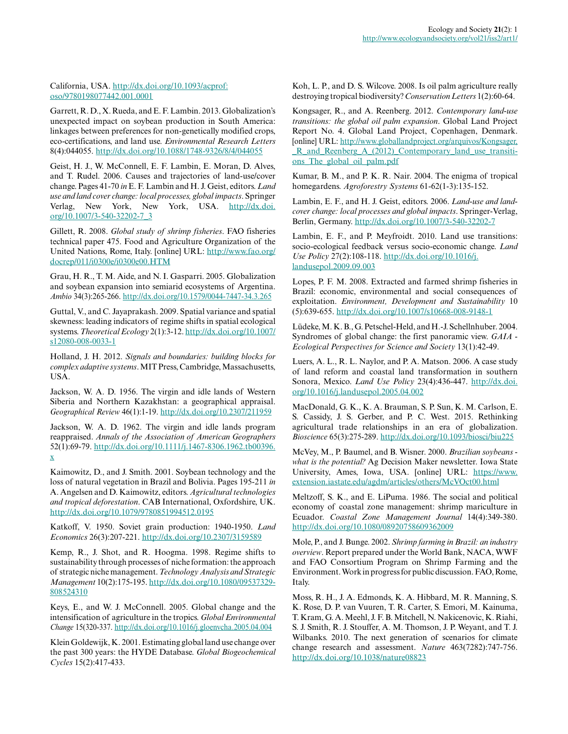California, USA. http://dx.doi.org/10.1093/acprof:oso/9780198077442.001.0001

Garrett, R. D., X. Rueda, and E. F. Lambin. 2013. Globalization's unexpected impact on soybean production in South America: linkages between preferences for non-genetically modified crops, eco-certifications, and land use. *Environmental Research Letters* 8(4):044055. http://dx.doi.org/10.1088/1748-9326/8/4/044055

Geist, H. J., W. McConnell, E. F. Lambin, E. Moran, D. Alves, and T. Rudel. 2006. Causes and trajectories of land-use/cover change. Pages 41-70 *in* E. F. Lambin and H. J. Geist, editors. *Land use and land cover change: local processes, global impacts*. Springer Verlag, New York, New York, USA. http://dx.doi.org/10.1007/3-540-32202-7_3

Gillett, R. 2008. *Global study of shrimp fisheries*. FAO fisheries technical paper 475. Food and Agriculture Organization of the United Nations, Rome, Italy. [online] URL: http://www.fao.org/docrep/011/i0300e/i0300e00.HTM

Grau, H. R., T. M. Aide, and N. I. Gasparri. 2005. Globalization and soybean expansion into semiarid ecosystems of Argentina. *Ambio* 34(3):265-266. http://dx.doi.org/10.1579/0044-7447-34.3.265

Guttal, V., and C. Jayaprakash. 2009. Spatial variance and spatial skewness: leading indicators of regime shifts in spatial ecological systems. *Theoretical Ecology* 2(1):3-12. http://dx.doi.org/10.1007/s12080-008-0033-1

Holland, J. H. 2012. *Signals and boundaries: building blocks for complex adaptive systems*. MIT Press, Cambridge, Massachusetts, USA.

Jackson, W. A. D. 1956. The virgin and idle lands of Western Siberia and Northern Kazakhstan: a geographical appraisal. *Geographical Review* 46(1):1-19. http://dx.doi.org/10.2307/211959

Jackson, W. A. D. 1962. The virgin and idle lands program reappraised. *Annals of the Association of American Geographers* 52(1):69-79. http://dx.doi.org/10.1111/j.1467-8306.1962.tb00396.x

Kaimowitz, D., and J. Smith. 2001. Soybean technology and the loss of natural vegetation in Brazil and Bolivia. Pages 195-211 *in* A. Angelsen and D. Kaimowitz, editors. *Agricultural technologies and tropical deforestation*. CAB International, Oxfordshire, UK. http://dx.doi.org/10.1079/9780851994512.0195

Katkoff, V. 1950. Soviet grain production: 1940-1950. *Land Economics* 26(3):207-221. http://dx.doi.org/10.2307/3159589

Kemp, R., J. Shot, and R. Hoogma. 1998. Regime shifts to sustainability through processes of niche formation: the approach of strategic niche management. *Technology Analysis and Strategic Management* 10(2):175-195. http://dx.doi.org/10.1080/09537329808524310

Keys, E., and W. J. McConnell. 2005. Global change and the intensification of agriculture in the tropics. *Global Environmental Change* 15(320-337. http://dx.doi.org/10.1016/j.gloenvcha.2005.04.004

Klein Goldewijk, K. 2001. Estimating global land use change over the past 300 years: the HYDE Database. *Global Biogeochemical Cycles* 15(2):417-433.

Koh, L. P., and D. S. Wilcove. 2008. Is oil palm agriculture really destroying tropical biodiversity? *Conservation Letters* 1(2):60-64.

Kongsager, R., and A. Reenberg. 2012. *Contemporary land-use transitions: the global oil palm expansion*. Global Land Project Report No. 4. Global Land Project, Copenhagen, Denmark. [online] URL: http://www.globallandproject.org/arquivos/Kongsager,_R_and_Reenberg_A_(2012)_Contemporary_land_use_transitions_The_global_oil_palm.pdf

Kumar, B. M., and P. K. R. Nair. 2004. The enigma of tropical homegardens. *Agroforestry Systems* 61-62(1-3):135-152.

Lambin, E. F., and H. J. Geist, editors. 2006. *Land-use and land-cover change: local processes and global impacts*. Springer-Verlag, Berlin, Germany. http://dx.doi.org/10.1007/3-540-32202-7

Lambin, E. F., and P. Meyfroidt. 2010. Land use transitions: socio-ecological feedback versus socio-economic change. *Land Use Policy* 27(2):108-118. http://dx.doi.org/10.1016/j.landusepol.2009.09.003

Lopes, P. F. M. 2008. Extracted and farmed shrimp fisheries in Brazil: economic, environmental and social consequences of exploitation. *Environment, Development and Sustainability* 10(5):639-655. http://dx.doi.org/10.1007/s10668-008-9148-1

Lüdeke, M. K. B., G. Petschel-Held, and H.-J. Schellnhuber. 2004. Syndromes of global change: the first panoramic view. *GAIA - Ecological Perspectives for Science and Society* 13(1):42-49.

Luers, A. L., R. L. Naylor, and P. A. Matson. 2006. A case study of land reform and coastal land transformation in southern Sonora, Mexico. *Land Use Policy* 23(4):436-447. http://dx.doi.org/10.1016/j.landusepol.2005.04.002

MacDonald, G. K., K. A. Brauman, S. P. Sun, K. M. Carlson, E. S. Cassidy, J. S. Gerber, and P. C. West. 2015. Rethinking agricultural trade relationships in an era of globalization. *Bioscience* 65(3):275-289. http://dx.doi.org/10.1093/biosci/biu225

McVey, M., P. Baumel, and B. Wisner. 2000. *Brazilian soybeans - what is the potential?* Ag Decision Maker newsletter. Iowa State University, Ames, Iowa, USA. [online] URL: https://www.extension.iastate.edu/agdm/articles/others/McVOct00.html

Meltzoff, S. K., and E. LiPuma. 1986. The social and political economy of coastal zone management: shrimp mariculture in Ecuador. *Coastal Zone Management Journal* 14(4):349-380. http://dx.doi.org/10.1080/08920758609362009

Mole, P., and J. Bunge. 2002. *Shrimp farming in Brazil: an industry overview*. Report prepared under the World Bank, NACA, WWF and FAO Consortium Program on Shrimp Farming and the Environment. Work in progress for public discussion. FAO, Rome, Italy.

Moss, R. H., J. A. Edmonds, K. A. Hibbard, M. R. Manning, S. K. Rose, D. P. van Vuuren, T. R. Carter, S. Emori, M. Kainuma, T. Kram, G. A. Meehl, J. F. B. Mitchell, N. Nakicenovic, K. Riahi, S. J. Smith, R. J. Stouffer, A. M. Thomson, J. P. Weyant, and T. J. Wilbanks. 2010. The next generation of scenarios for climate change research and assessment. *Nature* 463(7282):747-756. http://dx.doi.org/10.1038/nature08823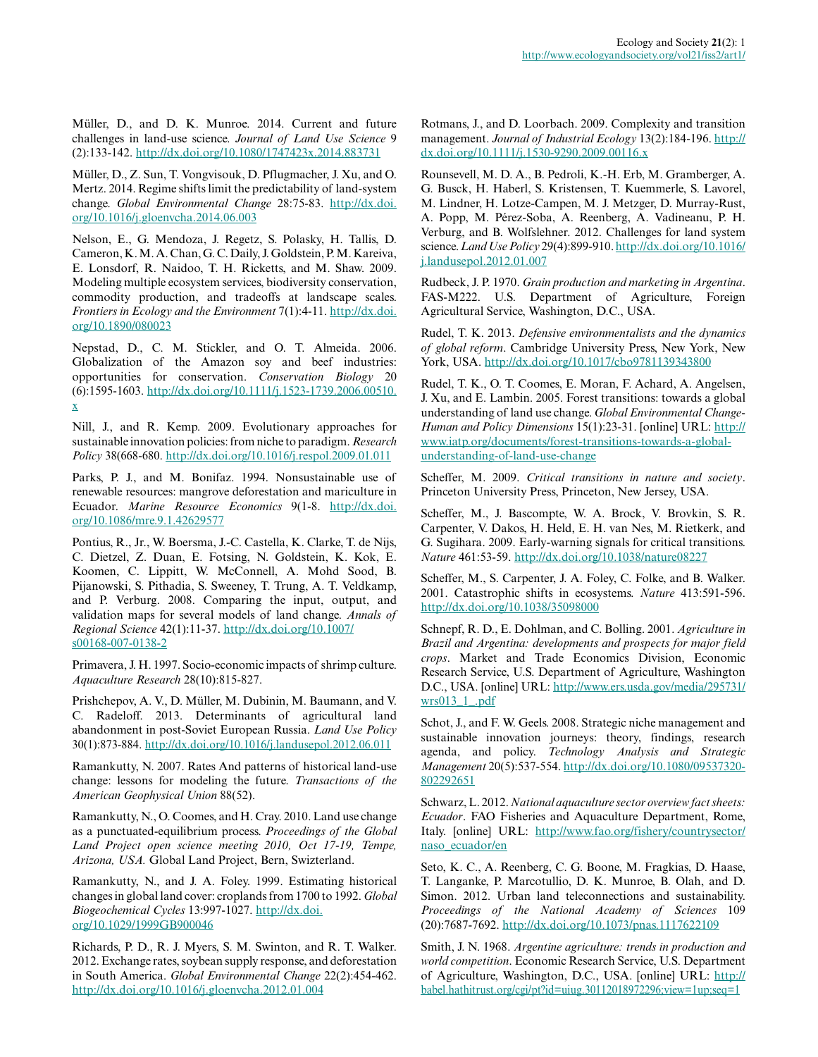Müller, D., and D. K. Munroe. 2014. Current and future challenges in land-use science. *Journal of Land Use Science* 9 (2):133-142. http://dx.doi.org/10.1080/1747423x.2014.883731

Müller, D., Z. Sun, T. Vongvisouk, D. Pflugmacher, J. Xu, and O. Mertz. 2014. Regime shifts limit the predictability of land-system change. *Global Environmental Change* 28:75-83. http://dx.doi.org/10.1016/j.gloenvcha.2014.06.003

Nelson, E., G. Mendoza, J. Regetz, S. Polasky, H. Tallis, D. Cameron, K. M. A. Chan, G. C. Daily, J. Goldstein, P. M. Kareiva, E. Lonsdorf, R. Naidoo, T. H. Ricketts, and M. Shaw. 2009. Modeling multiple ecosystem services, biodiversity conservation, commodity production, and tradeoffs at landscape scales. *Frontiers in Ecology and the Environment* 7(1):4-11. http://dx.doi.org/10.1890/080023

Nepstad, D., C. M. Stickler, and O. T. Almeida. 2006. Globalization of the Amazon soy and beef industries: opportunities for conservation. *Conservation Biology* 20 (6):1595-1603. http://dx.doi.org/10.1111/j.1523-1739.2006.00510.x

Nill, J., and R. Kemp. 2009. Evolutionary approaches for sustainable innovation policies: from niche to paradigm. *Research Policy* 38(668-680. http://dx.doi.org/10.1016/j.respol.2009.01.011

Parks, P. J., and M. Bonifaz. 1994. Nonsustainable use of renewable resources: mangrove deforestation and mariculture in Ecuador. *Marine Resource Economics* 9(1-8. http://dx.doi.org/10.1086/mre.9.1.42629577

Pontius, R., Jr., W. Boersma, J.-C. Castella, K. Clarke, T. de Nijs, C. Dietzel, Z. Duan, E. Fotsing, N. Goldstein, K. Kok, E. Koomen, C. Lippitt, W. McConnell, A. Mohd Sood, B. Pijanowski, S. Pithadia, S. Sweeney, T. Trung, A. T. Veldkamp, and P. Verburg. 2008. Comparing the input, output, and validation maps for several models of land change. *Annals of Regional Science* 42(1):11-37. http://dx.doi.org/10.1007/s00168-007-0138-2

Primavera, J. H. 1997. Socio-economic impacts of shrimp culture. *Aquaculture Research* 28(10):815-827.

Prishchepov, A. V., D. Müller, M. Dubinin, M. Baumann, and V. C. Radeloff. 2013. Determinants of agricultural land abandonment in post-Soviet European Russia. *Land Use Policy* 30(1):873-884. http://dx.doi.org/10.1016/j.landusepol.2012.06.011

Ramankutty, N. 2007. Rates And patterns of historical land-use change: lessons for modeling the future. *Transactions of the American Geophysical Union* 88(52).

Ramankutty, N., O. Coomes, and H. Cray. 2010. Land use change as a punctuated-equilibrium process. *Proceedings of the Global Land Project open science meeting 2010, Oct 17-19, Tempe, Arizona, USA.* Global Land Project, Bern, Switzerland.

Ramankutty, N., and J. A. Foley. 1999. Estimating historical changes in global land cover: croplands from 1700 to 1992. *Global Biogeochemical Cycles* 13:997-1027. http://dx.doi.org/10.1029/1999GB900046

Richards, P. D., R. J. Myers, S. M. Swinton, and R. T. Walker. 2012. Exchange rates, soybean supply response, and deforestation in South America. *Global Environmental Change* 22(2):454-462. http://dx.doi.org/10.1016/j.gloenvcha.2012.01.004

Rotmans, J., and D. Loorbach. 2009. Complexity and transition management. *Journal of Industrial Ecology* 13(2):184-196. http://dx.doi.org/10.1111/j.1530-9290.2009.00116.x

Rounsevell, M. D. A., B. Pedroli, K.-H. Erb, M. Gramberger, A. G. Busck, H. Haberl, S. Kristensen, T. Kuemmerle, S. Lavorel, M. Lindner, H. Lotze-Campen, M. J. Metzger, D. Murray-Rust, A. Popp, M. Pérez-Soba, A. Reenberg, A. Vadineanu, P. H. Verburg, and B. Wolfslehner. 2012. Challenges for land system science. *Land Use Policy* 29(4):899-910. http://dx.doi.org/10.1016/j.landusepol.2012.01.007

Rudbeck, J. P. 1970. *Grain production and marketing in Argentina*. FAS-M222. U.S. Department of Agriculture, Foreign Agricultural Service, Washington, D.C., USA.

Rudel, T. K. 2013. *Defensive environmentalists and the dynamics of global reform*. Cambridge University Press, New York, New York, USA. http://dx.doi.org/10.1017/cbo9781139343800

Rudel, T. K., O. T. Coomes, E. Moran, F. Achard, A. Angelsen, J. Xu, and E. Lambin. 2005. Forest transitions: towards a global understanding of land use change. *Global Environmental Change-Human and Policy Dimensions* 15(1):23-31. [online] URL: http://www.iatp.org/documents/forest-transitions-towards-a-global-understanding-of-land-use-change

Scheffer, M. 2009. *Critical transitions in nature and society*. Princeton University Press, Princeton, New Jersey, USA.

Scheffer, M., J. Bascompte, W. A. Brock, V. Brovkin, S. R. Carpenter, V. Dakos, H. Held, E. H. van Nes, M. Rietkerk, and G. Sugihara. 2009. Early-warning signals for critical transitions. *Nature* 461:53-59. http://dx.doi.org/10.1038/nature08227

Scheffer, M., S. Carpenter, J. A. Foley, C. Folke, and B. Walker. 2001. Catastrophic shifts in ecosystems. *Nature* 413:591-596. http://dx.doi.org/10.1038/35098000

Schnepf, R. D., E. Dohlman, and C. Bolling. 2001. *Agriculture in Brazil and Argentina: developments and prospects for major field crops*. Market and Trade Economics Division, Economic Research Service, U.S. Department of Agriculture, Washington D.C., USA. [online] URL: http://www.ers.usda.gov/media/295731/wrs013_1_.pdf

Schot, J., and F. W. Geels. 2008. Strategic niche management and sustainable innovation journeys: theory, findings, research agenda, and policy. *Technology Analysis and Strategic Management* 20(5):537-554. http://dx.doi.org/10.1080/09537320802292651

Schwarz, L. 2012. *National aquaculture sector overview fact sheets: Ecuador*. FAO Fisheries and Aquaculture Department, Rome, Italy. [online] URL: http://www.fao.org/fishery/countrysector/naso_ecuador/en

Seto, K. C., A. Reenberg, C. G. Boone, M. Fragkias, D. Haase, T. Langanke, P. Marcotullio, D. K. Munroe, B. Olah, and D. Simon. 2012. Urban land teleconnections and sustainability. *Proceedings of the National Academy of Sciences* 109 (20):7687-7692. http://dx.doi.org/10.1073/pnas.1117622109

Smith, J. N. 1968. *Argentine agriculture: trends in production and world competition*. Economic Research Service, U.S. Department of Agriculture, Washington, D.C., USA. [online] URL: http://babel.hathitrust.org/cgi/pt?id=uiug.30112018972296;view=1up;seq=1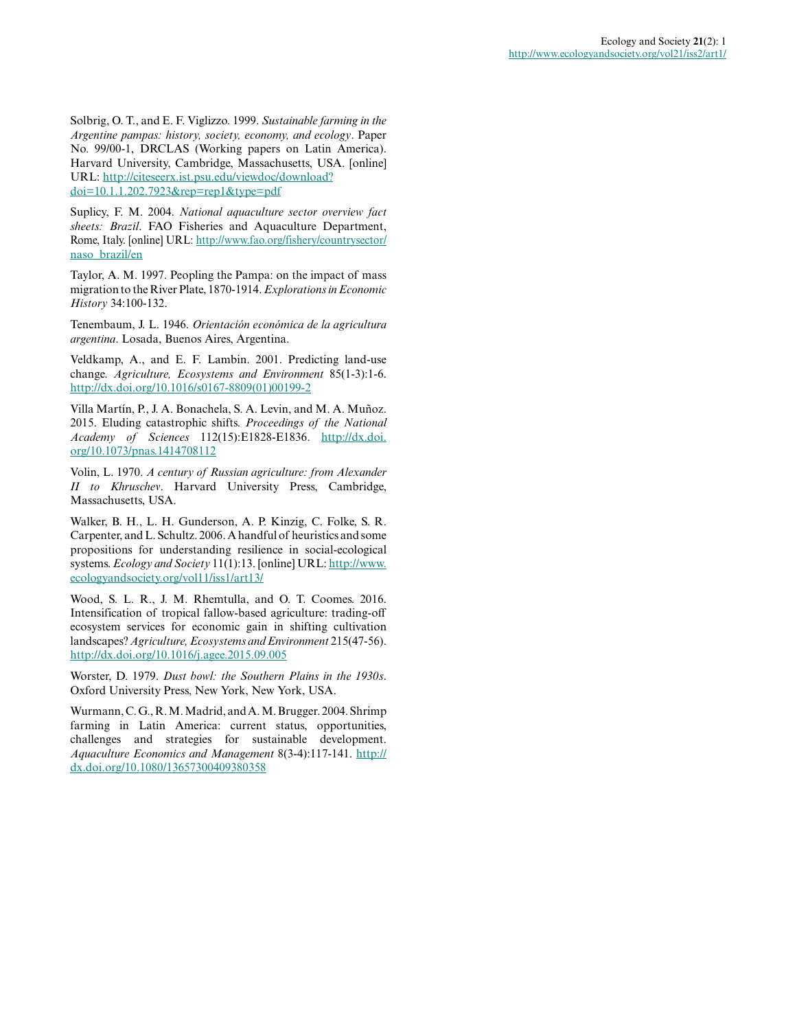Solbrig, O. T., and E. F. Viglizzo. 1999. *Sustainable farming in the Argentine pampas: history, society, economy, and ecology*. Paper No. 99/00-1, DRCLAS (Working papers on Latin America). Harvard University, Cambridge, Massachusetts, USA. [online] URL: http://citeseerx.ist.psu.edu/viewdoc/download?doi=10.1.1.202.7923&rep=rep1&type=pdf

Suplicy, F. M. 2004. *National aquaculture sector overview fact sheets: Brazil*. FAO Fisheries and Aquaculture Department, Rome, Italy. [online] URL: http://www.fao.org/fishery/countrysector/naso_brazil/en

Taylor, A. M. 1997. Peopling the Pampa: on the impact of mass migration to the River Plate, 1870-1914. *Explorations in Economic History* 34:100-132.

Tenembaum, J. L. 1946. *Orientación económica de la agricultura argentina*. Losada, Buenos Aires, Argentina.

Veldkamp, A., and E. F. Lambin. 2001. Predicting land-use change. *Agriculture, Ecosystems and Environment* 85(1-3):1-6. http://dx.doi.org/10.1016/s0167-8809(01)00199-2

Villa Martín, P., J. A. Bonachela, S. A. Levin, and M. A. Muñoz. 2015. Eluding catastrophic shifts. *Proceedings of the National Academy of Sciences* 112(15):E1828-E1836. http://dx.doi.org/10.1073/pnas.1414708112

Volin, L. 1970. *A century of Russian agriculture: from Alexander II to Khruschev*. Harvard University Press, Cambridge, Massachusetts, USA.

Walker, B. H., L. H. Gunderson, A. P. Kinzig, C. Folke, S. R. Carpenter, and L. Schultz. 2006. A handful of heuristics and some propositions for understanding resilience in social-ecological systems. *Ecology and Society* 11(1):13. [online] URL: http://www.ecologyandsociety.org/vol11/iss1/art13/

Wood, S. L. R., J. M. Rhemtulla, and O. T. Coomes. 2016. Intensification of tropical fallow-based agriculture: trading-off ecosystem services for economic gain in shifting cultivation landscapes? *Agriculture, Ecosystems and Environment* 215(47-56). http://dx.doi.org/10.1016/j.agee.2015.09.005

Worster, D. 1979. *Dust bowl: the Southern Plains in the 1930s*. Oxford University Press, New York, New York, USA.

Wurmann, C. G., R. M. Madrid, and A. M. Brugger. 2004. Shrimp farming in Latin America: current status, opportunities, challenges and strategies for sustainable development. *Aquaculture Economics and Management* 8(3-4):117-141. http://dx.doi.org/10.1080/13657300409380358